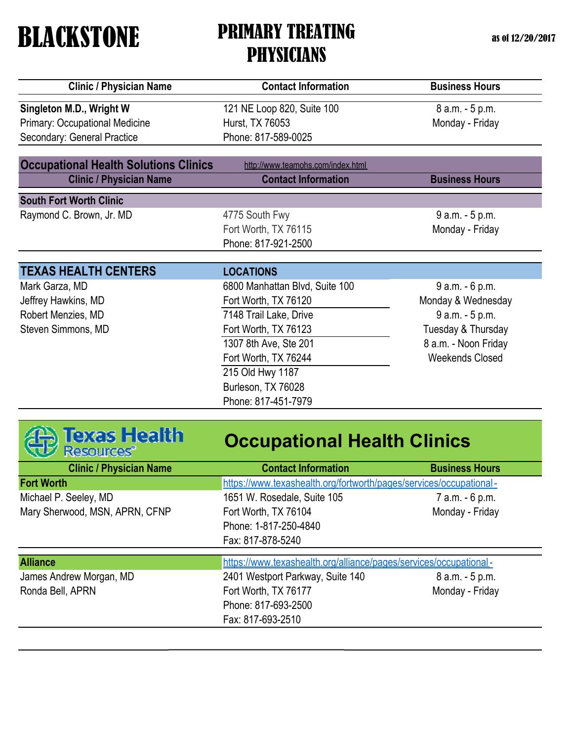# BLACKSTONE

## PRIMARY TREATING PHYSICIANS

as of 12/20/2017

| Clinic / Physician Name | Contact Information | Business Hours |
| --- | --- | --- |
| **Singleton M.D., Wright W** | 121 NE Loop 820, Suite 100 | 8 a.m. - 5 p.m. |
| Primary: Occupational Medicine | Hurst, TX 76053 | Monday - Friday |
| Secondary: General Practice | Phone: 817-589-0025 | |

## Occupational Health Solutions Clinics

http://www.teamohs.com/index.html

| Clinic / Physician Name | Contact Information | Business Hours |
| --- | --- | --- |
| **South Fort Worth Clinic** | | |
| Raymond C. Brown, Jr. MD | 4775 South Fwy | 9 a.m. - 5 p.m. |
| | Fort Worth, TX 76115 | Monday - Friday |
| | Phone: 817-921-2500 | |

## TEXAS HEALTH CENTERS

| TEXAS HEALTH CENTERS | LOCATIONS | |
| --- | --- | --- |
| Mark Garza, MD | 6800 Manhattan Blvd, Suite 100 | 9 a.m. - 6 p.m. |
| Jeffrey Hawkins, MD | Fort Worth, TX 76120 | Monday & Wednesday |
| Robert Menzies, MD | 7148 Trail Lake, Drive | 9 a.m. - 5 p.m. |
| Steven Simmons, MD | Fort Worth, TX 76123 | Tuesday & Thursday |
| | 1307 8th Ave, Ste 201 | 8 a.m. - Noon Friday |
| | Fort Worth, TX 76244 | Weekends Closed |
| | 215 Old Hwy 1187 | |
| | Burleson, TX 76028 | |
| | Phone: 817-451-7979 | |

## Texas Health Resources® Occupational Health Clinics

| Clinic / Physician Name | Contact Information | Business Hours |
| --- | --- | --- |
| **Fort Worth** | https://www.texashealth.org/fortworth/pages/services/occupational- | |
| Michael P. Seeley, MD | 1651 W. Rosedale, Suite 105 | 7 a.m. - 6 p.m. |
| Mary Sherwood, MSN, APRN, CFNP | Fort Worth, TX 76104 | Monday - Friday |
| | Phone: 1-817-250-4840 | |
| | Fax: 817-878-5240 | |
| **Alliance** | https://www.texashealth.org/alliance/pages/services/occupational- | |
| James Andrew Morgan, MD | 2401 Westport Parkway, Suite 140 | 8 a.m. - 5 p.m. |
| Ronda Bell, APRN | Fort Worth, TX 76177 | Monday - Friday |
| | Phone: 817-693-2500 | |
| | Fax: 817-693-2510 | |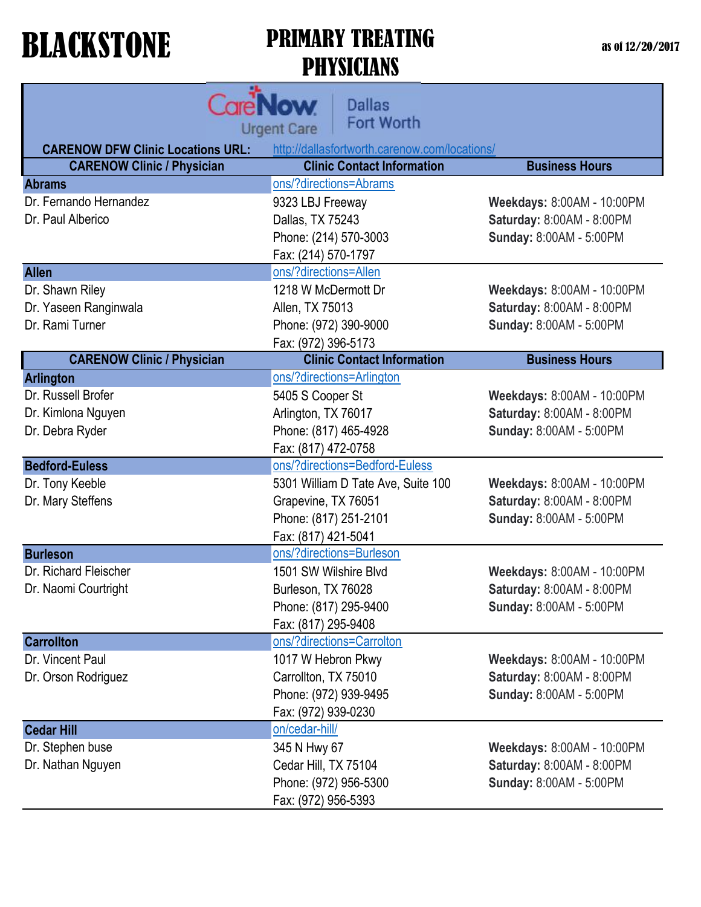# BLACKSTONE

## PRIMARY TREATING PHYSICIANS

as of 12/20/2017

CareNow Urgent Care | Dallas Fort Worth

**CARENOW DFW Clinic Locations URL:** http://dallasfortworth.carenow.com/locations/

| CARENOW Clinic / Physician | Clinic Contact Information | Business Hours |
|---|---|---|
| **Abrams** | ons/?directions=Abrams | |
| Dr. Fernando Hernandez | 9323 LBJ Freeway | **Weekdays:** 8:00AM - 10:00PM |
| Dr. Paul Alberico | Dallas, TX 75243 | **Saturday:** 8:00AM - 8:00PM |
| | Phone: (214) 570-3003 | **Sunday:** 8:00AM - 5:00PM |
| | Fax: (214) 570-1797 | |
| **Allen** | ons/?directions=Allen | |
| Dr. Shawn Riley | 1218 W McDermott Dr | **Weekdays:** 8:00AM - 10:00PM |
| Dr. Yaseen Ranginwala | Allen, TX 75013 | **Saturday:** 8:00AM - 8:00PM |
| Dr. Rami Turner | Phone: (972) 390-9000 | **Sunday:** 8:00AM - 5:00PM |
| | Fax: (972) 396-5173 | |

| CARENOW Clinic / Physician | Clinic Contact Information | Business Hours |
|---|---|---|
| **Arlington** | ons/?directions=Arlington | |
| Dr. Russell Brofer | 5405 S Cooper St | **Weekdays:** 8:00AM - 10:00PM |
| Dr. Kimlona Nguyen | Arlington, TX 76017 | **Saturday:** 8:00AM - 8:00PM |
| Dr. Debra Ryder | Phone: (817) 465-4928 | **Sunday:** 8:00AM - 5:00PM |
| | Fax: (817) 472-0758 | |
| **Bedford-Euless** | ons/?directions=Bedford-Euless | |
| Dr. Tony Keeble | 5301 William D Tate Ave, Suite 100 | **Weekdays:** 8:00AM - 10:00PM |
| Dr. Mary Steffens | Grapevine, TX 76051 | **Saturday:** 8:00AM - 8:00PM |
| | Phone: (817) 251-2101 | **Sunday:** 8:00AM - 5:00PM |
| | Fax: (817) 421-5041 | |
| **Burleson** | ons/?directions=Burleson | |
| Dr. Richard Fleischer | 1501 SW Wilshire Blvd | **Weekdays:** 8:00AM - 10:00PM |
| Dr. Naomi Courtright | Burleson, TX 76028 | **Saturday:** 8:00AM - 8:00PM |
| | Phone: (817) 295-9400 | **Sunday:** 8:00AM - 5:00PM |
| | Fax: (817) 295-9408 | |
| **Carrollton** | ons/?directions=Carrolton | |
| Dr. Vincent Paul | 1017 W Hebron Pkwy | **Weekdays:** 8:00AM - 10:00PM |
| Dr. Orson Rodriguez | Carrollton, TX 75010 | **Saturday:** 8:00AM - 8:00PM |
| | Phone: (972) 939-9495 | **Sunday:** 8:00AM - 5:00PM |
| | Fax: (972) 939-0230 | |
| **Cedar Hill** | on/cedar-hill/ | |
| Dr. Stephen buse | 345 N Hwy 67 | **Weekdays:** 8:00AM - 10:00PM |
| Dr. Nathan Nguyen | Cedar Hill, TX 75104 | **Saturday:** 8:00AM - 8:00PM |
| | Phone: (972) 956-5300 | **Sunday:** 8:00AM - 5:00PM |
| | Fax: (972) 956-5393 | |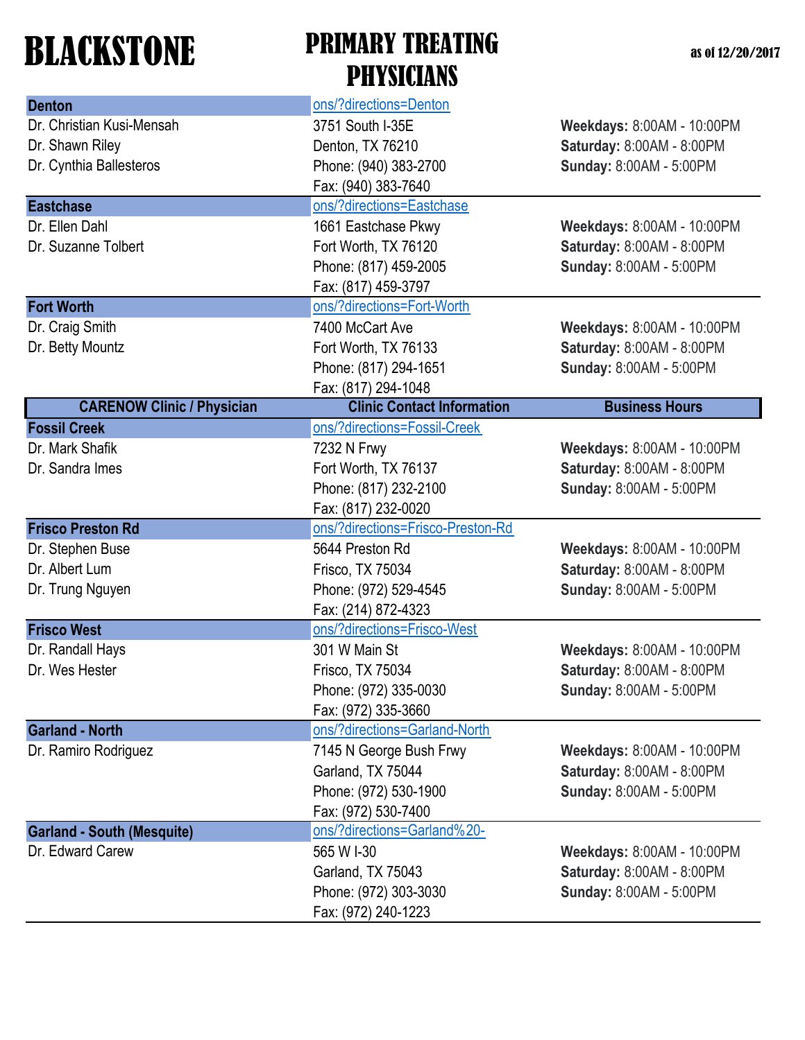# BLACKSTONE

# PRIMARY TREATING PHYSICIANS

as of 12/20/2017

| CARENOW Clinic / Physician | Clinic Contact Information | Business Hours |
|---|---|---|
| **Denton** | ons/?directions=Denton | |
| Dr. Christian Kusi-Mensah | 3751 South I-35E | **Weekdays:** 8:00AM - 10:00PM |
| Dr. Shawn Riley | Denton, TX 76210 | **Saturday:** 8:00AM - 8:00PM |
| Dr. Cynthia Ballesteros | Phone: (940) 383-2700 | **Sunday:** 8:00AM - 5:00PM |
| | Fax: (940) 383-7640 | |
| **Eastchase** | ons/?directions=Eastchase | |
| Dr. Ellen Dahl | 1661 Eastchase Pkwy | **Weekdays:** 8:00AM - 10:00PM |
| Dr. Suzanne Tolbert | Fort Worth, TX 76120 | **Saturday:** 8:00AM - 8:00PM |
| | Phone: (817) 459-2005 | **Sunday:** 8:00AM - 5:00PM |
| | Fax: (817) 459-3797 | |
| **Fort Worth** | ons/?directions=Fort-Worth | |
| Dr. Craig Smith | 7400 McCart Ave | **Weekdays:** 8:00AM - 10:00PM |
| Dr. Betty Mountz | Fort Worth, TX 76133 | **Saturday:** 8:00AM - 8:00PM |
| | Phone: (817) 294-1651 | **Sunday:** 8:00AM - 5:00PM |
| | Fax: (817) 294-1048 | |
| **Fossil Creek** | ons/?directions=Fossil-Creek | |
| Dr. Mark Shafik | 7232 N Frwy | **Weekdays:** 8:00AM - 10:00PM |
| Dr. Sandra Imes | Fort Worth, TX 76137 | **Saturday:** 8:00AM - 8:00PM |
| | Phone: (817) 232-2100 | **Sunday:** 8:00AM - 5:00PM |
| | Fax: (817) 232-0020 | |
| **Frisco Preston Rd** | ons/?directions=Frisco-Preston-Rd | |
| Dr. Stephen Buse | 5644 Preston Rd | **Weekdays:** 8:00AM - 10:00PM |
| Dr. Albert Lum | Frisco, TX 75034 | **Saturday:** 8:00AM - 8:00PM |
| Dr. Trung Nguyen | Phone: (972) 529-4545 | **Sunday:** 8:00AM - 5:00PM |
| | Fax: (214) 872-4323 | |
| **Frisco West** | ons/?directions=Frisco-West | |
| Dr. Randall Hays | 301 W Main St | **Weekdays:** 8:00AM - 10:00PM |
| Dr. Wes Hester | Frisco, TX 75034 | **Saturday:** 8:00AM - 8:00PM |
| | Phone: (972) 335-0030 | **Sunday:** 8:00AM - 5:00PM |
| | Fax: (972) 335-3660 | |
| **Garland - North** | ons/?directions=Garland-North | |
| Dr. Ramiro Rodriguez | 7145 N George Bush Frwy | **Weekdays:** 8:00AM - 10:00PM |
| | Garland, TX 75044 | **Saturday:** 8:00AM - 8:00PM |
| | Phone: (972) 530-1900 | **Sunday:** 8:00AM - 5:00PM |
| | Fax: (972) 530-7400 | |
| **Garland - South (Mesquite)** | ons/?directions=Garland%20- | |
| Dr. Edward Carew | 565 W I-30 | **Weekdays:** 8:00AM - 10:00PM |
| | Garland, TX 75043 | **Saturday:** 8:00AM - 8:00PM |
| | Phone: (972) 303-3030 | **Sunday:** 8:00AM - 5:00PM |
| | Fax: (972) 240-1223 | |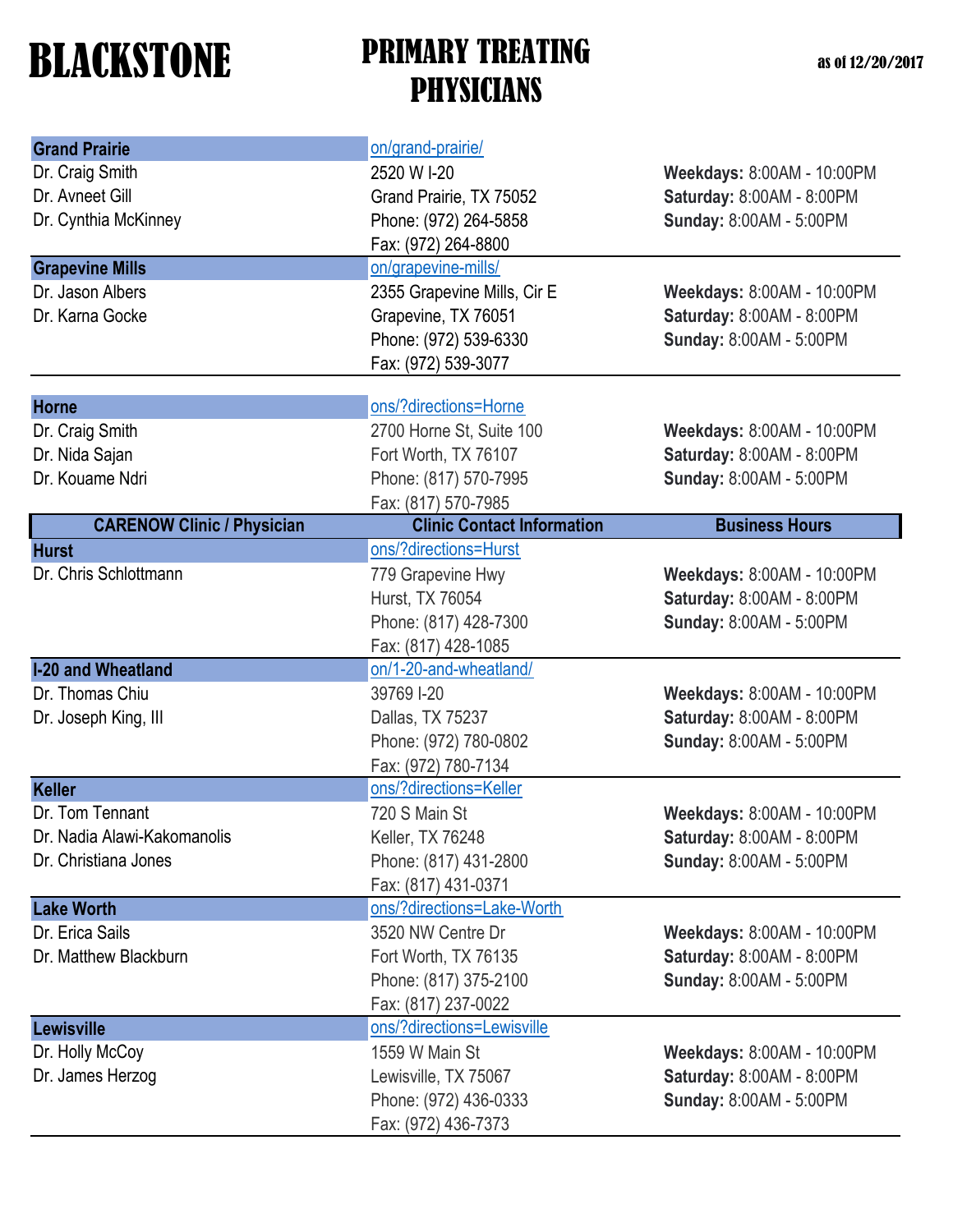# BLACKSTONE

## PRIMARY TREATING PHYSICIANS

as of 12/20/2017

| CARENOW Clinic / Physician | Clinic Contact Information | Business Hours |
| --- | --- | --- |
| **Grand Prairie** | on/grand-prairie/ | |
| Dr. Craig Smith | 2520 W I-20 | **Weekdays:** 8:00AM - 10:00PM |
| Dr. Avneet Gill | Grand Prairie, TX 75052 | **Saturday:** 8:00AM - 8:00PM |
| Dr. Cynthia McKinney | Phone: (972) 264-5858 | **Sunday:** 8:00AM - 5:00PM |
| | Fax: (972) 264-8800 | |
| **Grapevine Mills** | on/grapevine-mills/ | |
| Dr. Jason Albers | 2355 Grapevine Mills, Cir E | **Weekdays:** 8:00AM - 10:00PM |
| Dr. Karna Gocke | Grapevine, TX 76051 | **Saturday:** 8:00AM - 8:00PM |
| | Phone: (972) 539-6330 | **Sunday:** 8:00AM - 5:00PM |
| | Fax: (972) 539-3077 | |
| **Horne** | ons/?directions=Horne | |
| Dr. Craig Smith | 2700 Horne St, Suite 100 | **Weekdays:** 8:00AM - 10:00PM |
| Dr. Nida Sajan | Fort Worth, TX 76107 | **Saturday:** 8:00AM - 8:00PM |
| Dr. Kouame Ndri | Phone: (817) 570-7995 | **Sunday:** 8:00AM - 5:00PM |
| | Fax: (817) 570-7985 | |
| **Hurst** | ons/?directions=Hurst | |
| Dr. Chris Schlottmann | 779 Grapevine Hwy | **Weekdays:** 8:00AM - 10:00PM |
| | Hurst, TX 76054 | **Saturday:** 8:00AM - 8:00PM |
| | Phone: (817) 428-7300 | **Sunday:** 8:00AM - 5:00PM |
| | Fax: (817) 428-1085 | |
| **I-20 and Wheatland** | on/1-20-and-wheatland/ | |
| Dr. Thomas Chiu | 39769 I-20 | **Weekdays:** 8:00AM - 10:00PM |
| Dr. Joseph King, III | Dallas, TX 75237 | **Saturday:** 8:00AM - 8:00PM |
| | Phone: (972) 780-0802 | **Sunday:** 8:00AM - 5:00PM |
| | Fax: (972) 780-7134 | |
| **Keller** | ons/?directions=Keller | |
| Dr. Tom Tennant | 720 S Main St | **Weekdays:** 8:00AM - 10:00PM |
| Dr. Nadia Alawi-Kakomanolis | Keller, TX 76248 | **Saturday:** 8:00AM - 8:00PM |
| Dr. Christiana Jones | Phone: (817) 431-2800 | **Sunday:** 8:00AM - 5:00PM |
| | Fax: (817) 431-0371 | |
| **Lake Worth** | ons/?directions=Lake-Worth | |
| Dr. Erica Sails | 3520 NW Centre Dr | **Weekdays:** 8:00AM - 10:00PM |
| Dr. Matthew Blackburn | Fort Worth, TX 76135 | **Saturday:** 8:00AM - 8:00PM |
| | Phone: (817) 375-2100 | **Sunday:** 8:00AM - 5:00PM |
| | Fax: (817) 237-0022 | |
| **Lewisville** | ons/?directions=Lewisville | |
| Dr. Holly McCoy | 1559 W Main St | **Weekdays:** 8:00AM - 10:00PM |
| Dr. James Herzog | Lewisville, TX 75067 | **Saturday:** 8:00AM - 8:00PM |
| | Phone: (972) 436-0333 | **Sunday:** 8:00AM - 5:00PM |
| | Fax: (972) 436-7373 | |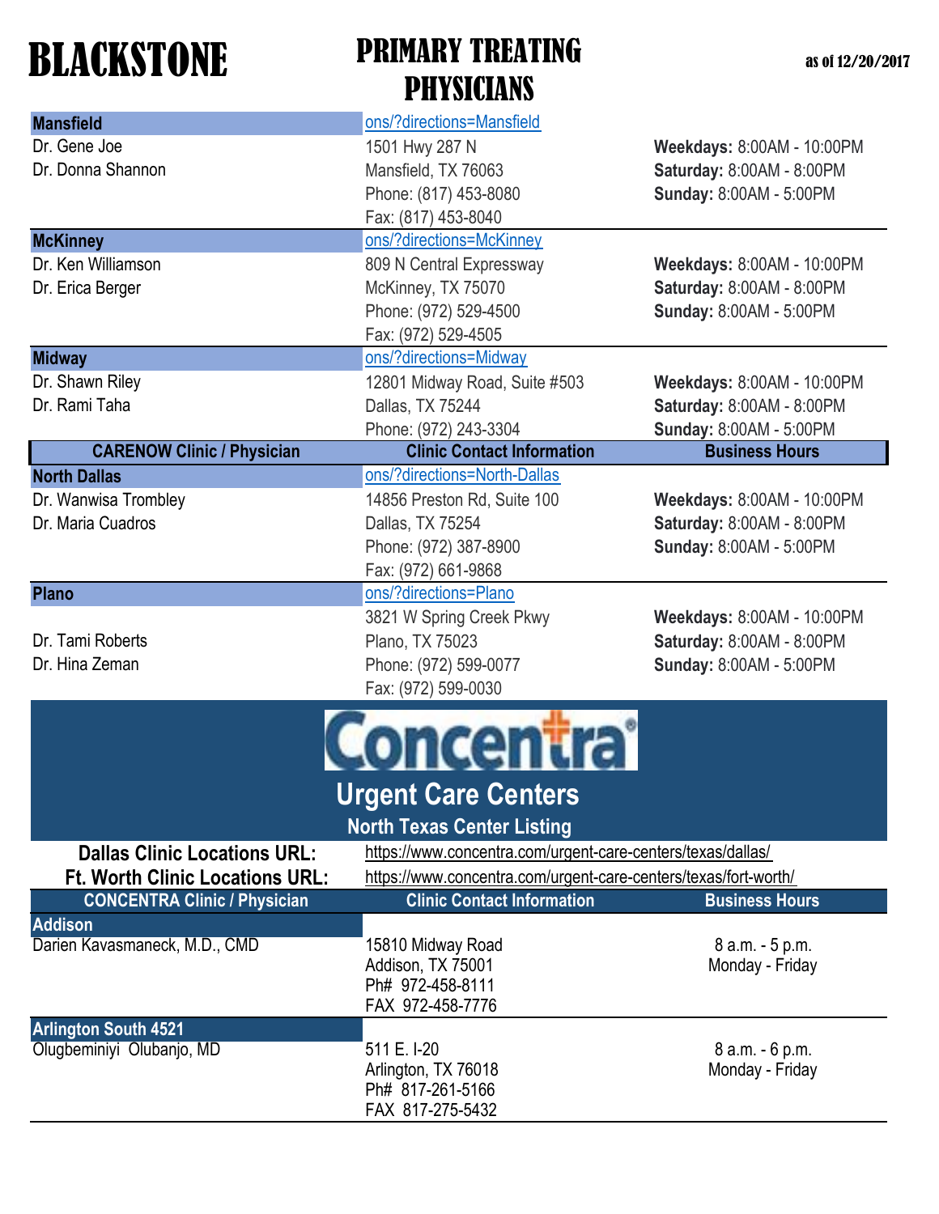# BLACKSTONE

## PRIMARY TREATING PHYSICIANS

as of 12/20/2017

| CARENOW Clinic / Physician | Clinic Contact Information | Business Hours |
|---|---|---|
| **Mansfield** | ons/?directions=Mansfield | |
| Dr. Gene Joe<br>Dr. Donna Shannon | 1501 Hwy 287 N<br>Mansfield, TX 76063<br>Phone: (817) 453-8080<br>Fax: (817) 453-8040 | **Weekdays:** 8:00AM - 10:00PM<br>**Saturday:** 8:00AM - 8:00PM<br>**Sunday:** 8:00AM - 5:00PM |
| **McKinney** | ons/?directions=McKinney | |
| Dr. Ken Williamson<br>Dr. Erica Berger | 809 N Central Expressway<br>McKinney, TX 75070<br>Phone: (972) 529-4500<br>Fax: (972) 529-4505 | **Weekdays:** 8:00AM - 10:00PM<br>**Saturday:** 8:00AM - 8:00PM<br>**Sunday:** 8:00AM - 5:00PM |
| **Midway** | ons/?directions=Midway | |
| Dr. Shawn Riley<br>Dr. Rami Taha | 12801 Midway Road, Suite #503<br>Dallas, TX 75244<br>Phone: (972) 243-3304 | **Weekdays:** 8:00AM - 10:00PM<br>**Saturday:** 8:00AM - 8:00PM<br>**Sunday:** 8:00AM - 5:00PM |
| **North Dallas** | ons/?directions=North-Dallas | |
| Dr. Wanwisa Trombley<br>Dr. Maria Cuadros | 14856 Preston Rd, Suite 100<br>Dallas, TX 75254<br>Phone: (972) 387-8900<br>Fax: (972) 661-9868 | **Weekdays:** 8:00AM - 10:00PM<br>**Saturday:** 8:00AM - 8:00PM<br>**Sunday:** 8:00AM - 5:00PM |
| **Plano** | ons/?directions=Plano | |
| Dr. Tami Roberts<br>Dr. Hina Zeman | 3821 W Spring Creek Pkwy<br>Plano, TX 75023<br>Phone: (972) 599-0077<br>Fax: (972) 599-0030 | **Weekdays:** 8:00AM - 10:00PM<br>**Saturday:** 8:00AM - 8:00PM<br>**Sunday:** 8:00AM - 5:00PM |

## Concentra

### Urgent Care Centers

North Texas Center Listing

**Dallas Clinic Locations URL:** https://www.concentra.com/urgent-care-centers/texas/dallas/

**Ft. Worth Clinic Locations URL:** https://www.concentra.com/urgent-care-centers/texas/fort-worth/

| CONCENTRA Clinic / Physician | Clinic Contact Information | Business Hours |
|---|---|---|
| **Addison** | | |
| Darien Kavasmaneck, M.D., CMD | 15810 Midway Road<br>Addison, TX 75001<br>Ph# 972-458-8111<br>FAX 972-458-7776 | 8 a.m. - 5 p.m.<br>Monday - Friday |
| **Arlington South 4521** | | |
| Olugbeminiyi Olubanjo, MD | 511 E. I-20<br>Arlington, TX 76018<br>Ph# 817-261-5166<br>FAX 817-275-5432 | 8 a.m. - 6 p.m.<br>Monday - Friday |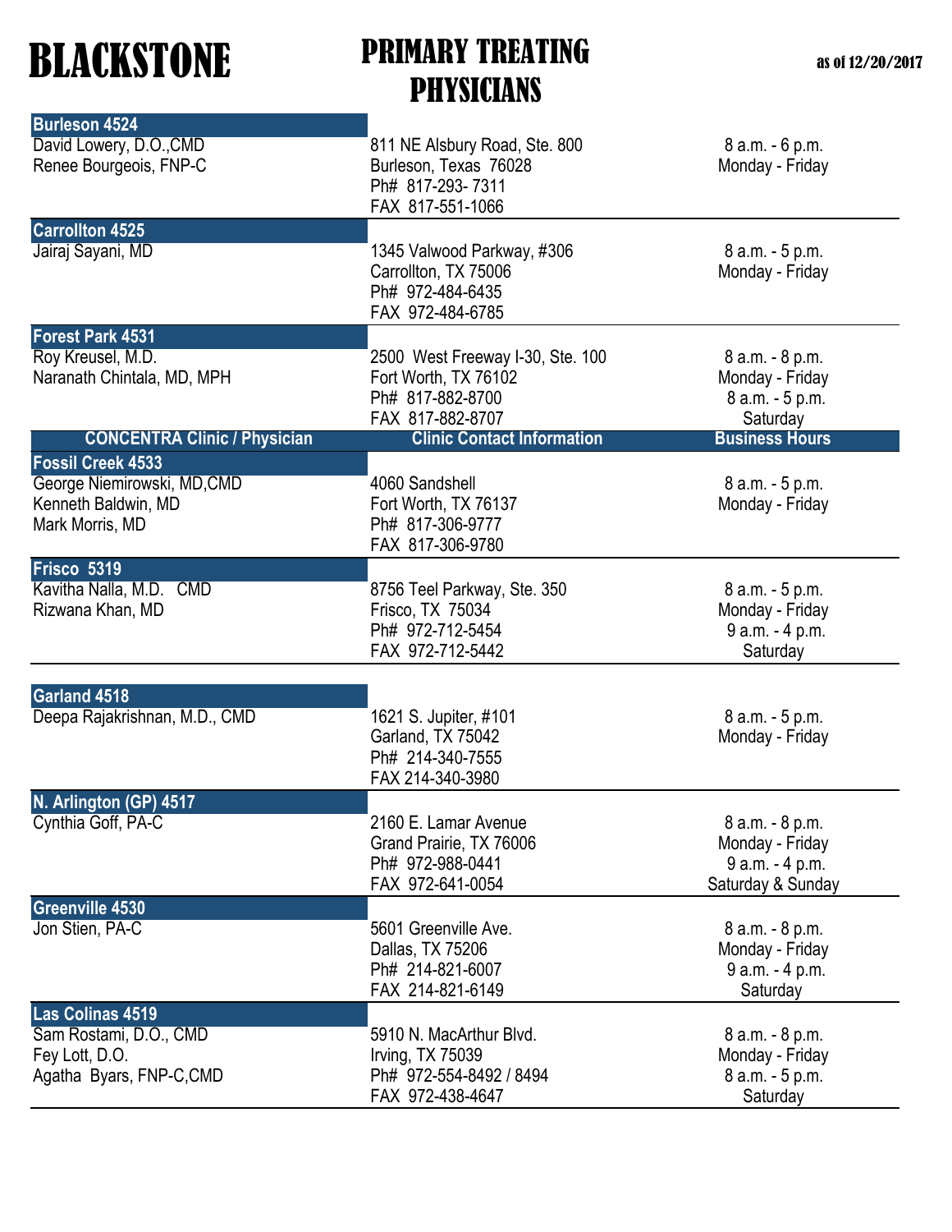# BLACKSTONE

# PRIMARY TREATING PHYSICIANS

as of 12/20/2017

| CONCENTRA Clinic / Physician | Clinic Contact Information | Business Hours |
|---|---|---|
| **Burleson 4524** | | |
| David Lowery, D.O.,CMD<br>Renee Bourgeois, FNP-C | 811 NE Alsbury Road, Ste. 800<br>Burleson, Texas 76028<br>Ph# 817-293- 7311<br>FAX 817-551-1066 | 8 a.m. - 6 p.m.<br>Monday - Friday |
| **Carrollton 4525** | | |
| Jairaj Sayani, MD | 1345 Valwood Parkway, #306<br>Carrollton, TX 75006<br>Ph# 972-484-6435<br>FAX 972-484-6785 | 8 a.m. - 5 p.m.<br>Monday - Friday |
| **Forest Park 4531** | | |
| Roy Kreusel, M.D.<br>Naranath Chintala, MD, MPH | 2500 West Freeway I-30, Ste. 100<br>Fort Worth, TX 76102<br>Ph# 817-882-8700<br>FAX 817-882-8707 | 8 a.m. - 8 p.m.<br>Monday - Friday<br>8 a.m. - 5 p.m.<br>Saturday |
| **Fossil Creek 4533** | | |
| George Niemirowski, MD,CMD<br>Kenneth Baldwin, MD<br>Mark Morris, MD | 4060 Sandshell<br>Fort Worth, TX 76137<br>Ph# 817-306-9777<br>FAX 817-306-9780 | 8 a.m. - 5 p.m.<br>Monday - Friday |
| **Frisco 5319** | | |
| Kavitha Nalla, M.D. CMD<br>Rizwana Khan, MD | 8756 Teel Parkway, Ste. 350<br>Frisco, TX 75034<br>Ph# 972-712-5454<br>FAX 972-712-5442 | 8 a.m. - 5 p.m.<br>Monday - Friday<br>9 a.m. - 4 p.m.<br>Saturday |
| **Garland 4518** | | |
| Deepa Rajakrishnan, M.D., CMD | 1621 S. Jupiter, #101<br>Garland, TX 75042<br>Ph# 214-340-7555<br>FAX 214-340-3980 | 8 a.m. - 5 p.m.<br>Monday - Friday |
| **N. Arlington (GP) 4517** | | |
| Cynthia Goff, PA-C | 2160 E. Lamar Avenue<br>Grand Prairie, TX 76006<br>Ph# 972-988-0441<br>FAX 972-641-0054 | 8 a.m. - 8 p.m.<br>Monday - Friday<br>9 a.m. - 4 p.m.<br>Saturday & Sunday |
| **Greenville 4530** | | |
| Jon Stien, PA-C | 5601 Greenville Ave.<br>Dallas, TX 75206<br>Ph# 214-821-6007<br>FAX 214-821-6149 | 8 a.m. - 8 p.m.<br>Monday - Friday<br>9 a.m. - 4 p.m.<br>Saturday |
| **Las Colinas 4519** | | |
| Sam Rostami, D.O., CMD<br>Fey Lott, D.O.<br>Agatha Byars, FNP-C,CMD | 5910 N. MacArthur Blvd.<br>Irving, TX 75039<br>Ph# 972-554-8492 / 8494<br>FAX 972-438-4647 | 8 a.m. - 8 p.m.<br>Monday - Friday<br>8 a.m. - 5 p.m.<br>Saturday |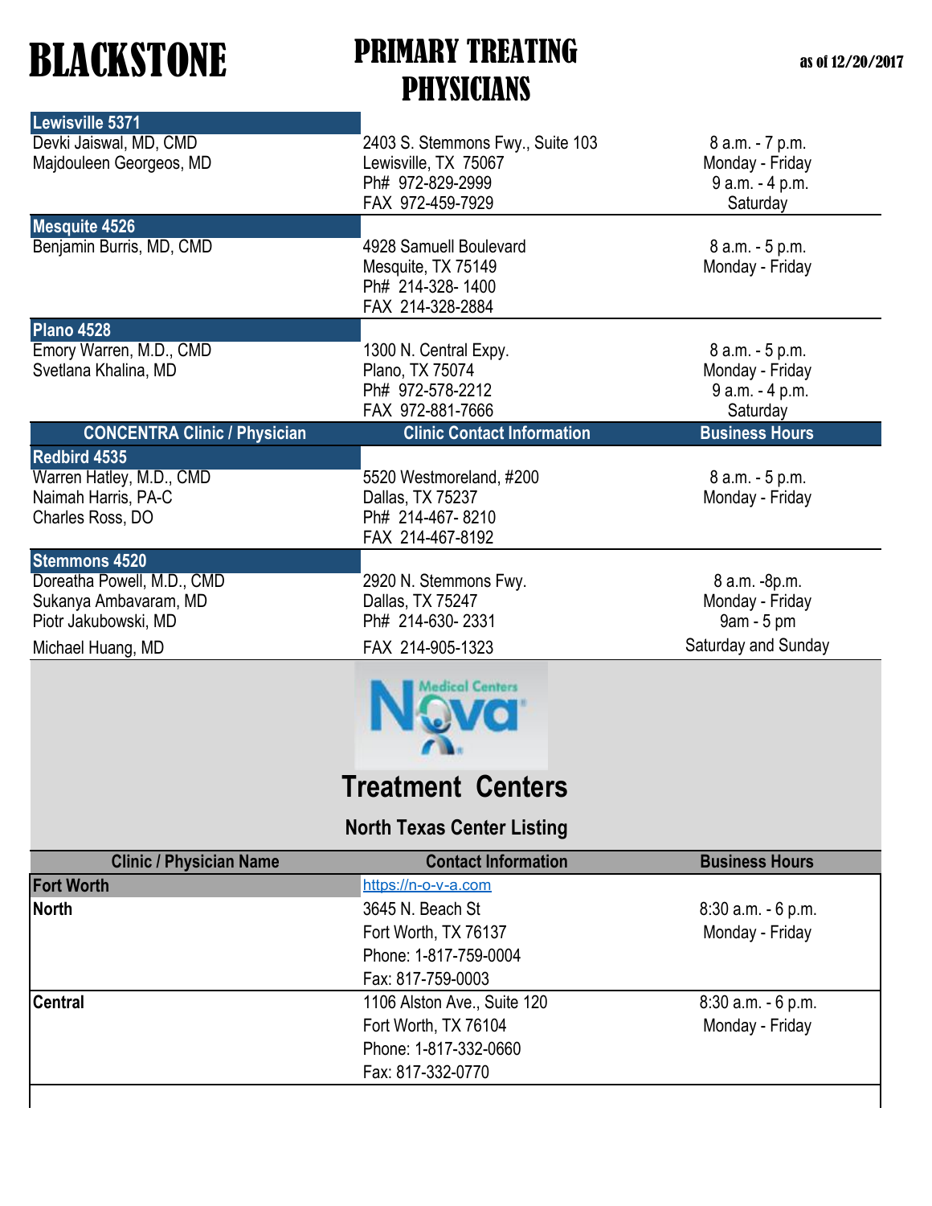# BLACKSTONE

## PRIMARY TREATING PHYSICIANS

as of 12/20/2017

| CONCENTRA Clinic / Physician | Clinic Contact Information | Business Hours |
|---|---|---|
| **Lewisville 5371** | | |
| Devki Jaiswal, MD, CMD<br>Majdouleen Georgeos, MD | 2403 S. Stemmons Fwy., Suite 103<br>Lewisville, TX 75067<br>Ph# 972-829-2999<br>FAX 972-459-7929 | 8 a.m. - 7 p.m.<br>Monday - Friday<br>9 a.m. - 4 p.m.<br>Saturday |
| **Mesquite 4526** | | |
| Benjamin Burris, MD, CMD | 4928 Samuell Boulevard<br>Mesquite, TX 75149<br>Ph# 214-328- 1400<br>FAX 214-328-2884 | 8 a.m. - 5 p.m.<br>Monday - Friday |
| **Plano 4528** | | |
| Emory Warren, M.D., CMD<br>Svetlana Khalina, MD | 1300 N. Central Expy.<br>Plano, TX 75074<br>Ph# 972-578-2212<br>FAX 972-881-7666 | 8 a.m. - 5 p.m.<br>Monday - Friday<br>9 a.m. - 4 p.m.<br>Saturday |
| **Redbird 4535** | | |
| Warren Hatley, M.D., CMD<br>Naimah Harris, PA-C<br>Charles Ross, DO | 5520 Westmoreland, #200<br>Dallas, TX 75237<br>Ph# 214-467- 8210<br>FAX 214-467-8192 | 8 a.m. - 5 p.m.<br>Monday - Friday |
| **Stemmons 4520** | | |
| Doreatha Powell, M.D., CMD<br>Sukanya Ambavaram, MD<br>Piotr Jakubowski, MD<br>Michael Huang, MD | 2920 N. Stemmons Fwy.<br>Dallas, TX 75247<br>Ph# 214-630- 2331<br>FAX 214-905-1323 | 8 a.m. -8p.m.<br>Monday - Friday<br>9am - 5 pm<br>Saturday and Sunday |

Nova Medical Centers

## Treatment Centers

### North Texas Center Listing

| Clinic / Physician Name | Contact Information | Business Hours |
|---|---|---|
| **Fort Worth** | https://n-o-v-a.com | |
| **North** | 3645 N. Beach St<br>Fort Worth, TX 76137<br>Phone: 1-817-759-0004<br>Fax: 817-759-0003 | 8:30 a.m. - 6 p.m.<br>Monday - Friday |
| **Central** | 1106 Alston Ave., Suite 120<br>Fort Worth, TX 76104<br>Phone: 1-817-332-0660<br>Fax: 817-332-0770 | 8:30 a.m. - 6 p.m.<br>Monday - Friday |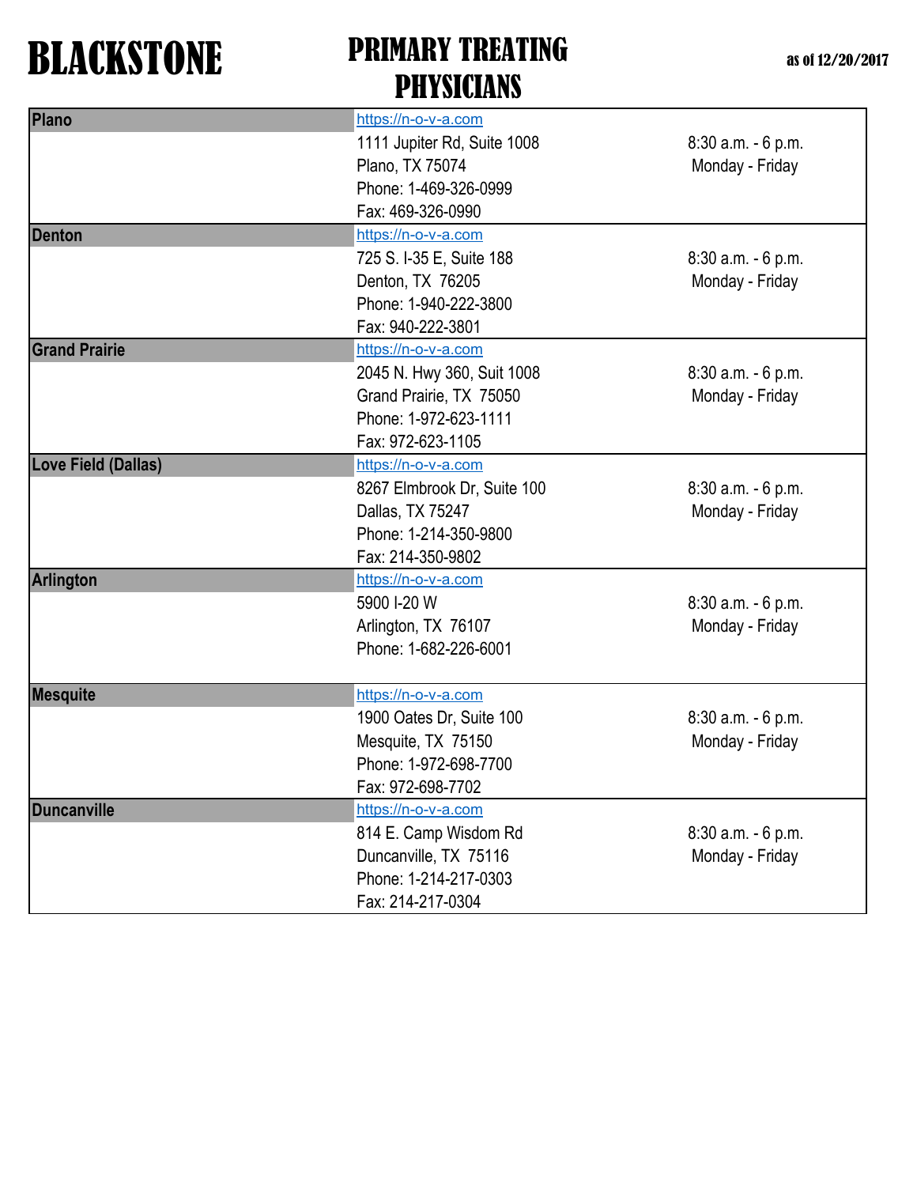# BLACKSTONE

## PRIMARY TREATING PHYSICIANS

as of 12/20/2017

| | | |
|---|---|---|
| **Plano** | https://n-o-v-a.com<br>1111 Jupiter Rd, Suite 1008<br>Plano, TX 75074<br>Phone: 1-469-326-0999<br>Fax: 469-326-0990 | 8:30 a.m. - 6 p.m.<br>Monday - Friday |
| **Denton** | https://n-o-v-a.com<br>725 S. I-35 E, Suite 188<br>Denton, TX 76205<br>Phone: 1-940-222-3800<br>Fax: 940-222-3801 | 8:30 a.m. - 6 p.m.<br>Monday - Friday |
| **Grand Prairie** | https://n-o-v-a.com<br>2045 N. Hwy 360, Suit 1008<br>Grand Prairie, TX 75050<br>Phone: 1-972-623-1111<br>Fax: 972-623-1105 | 8:30 a.m. - 6 p.m.<br>Monday - Friday |
| **Love Field (Dallas)** | https://n-o-v-a.com<br>8267 Elmbrook Dr, Suite 100<br>Dallas, TX 75247<br>Phone: 1-214-350-9800<br>Fax: 214-350-9802 | 8:30 a.m. - 6 p.m.<br>Monday - Friday |
| **Arlington** | https://n-o-v-a.com<br>5900 I-20 W<br>Arlington, TX 76107<br>Phone: 1-682-226-6001 | 8:30 a.m. - 6 p.m.<br>Monday - Friday |
| **Mesquite** | https://n-o-v-a.com<br>1900 Oates Dr, Suite 100<br>Mesquite, TX 75150<br>Phone: 1-972-698-7700<br>Fax: 972-698-7702 | 8:30 a.m. - 6 p.m.<br>Monday - Friday |
| **Duncanville** | https://n-o-v-a.com<br>814 E. Camp Wisdom Rd<br>Duncanville, TX 75116<br>Phone: 1-214-217-0303<br>Fax: 214-217-0304 | 8:30 a.m. - 6 p.m.<br>Monday - Friday |